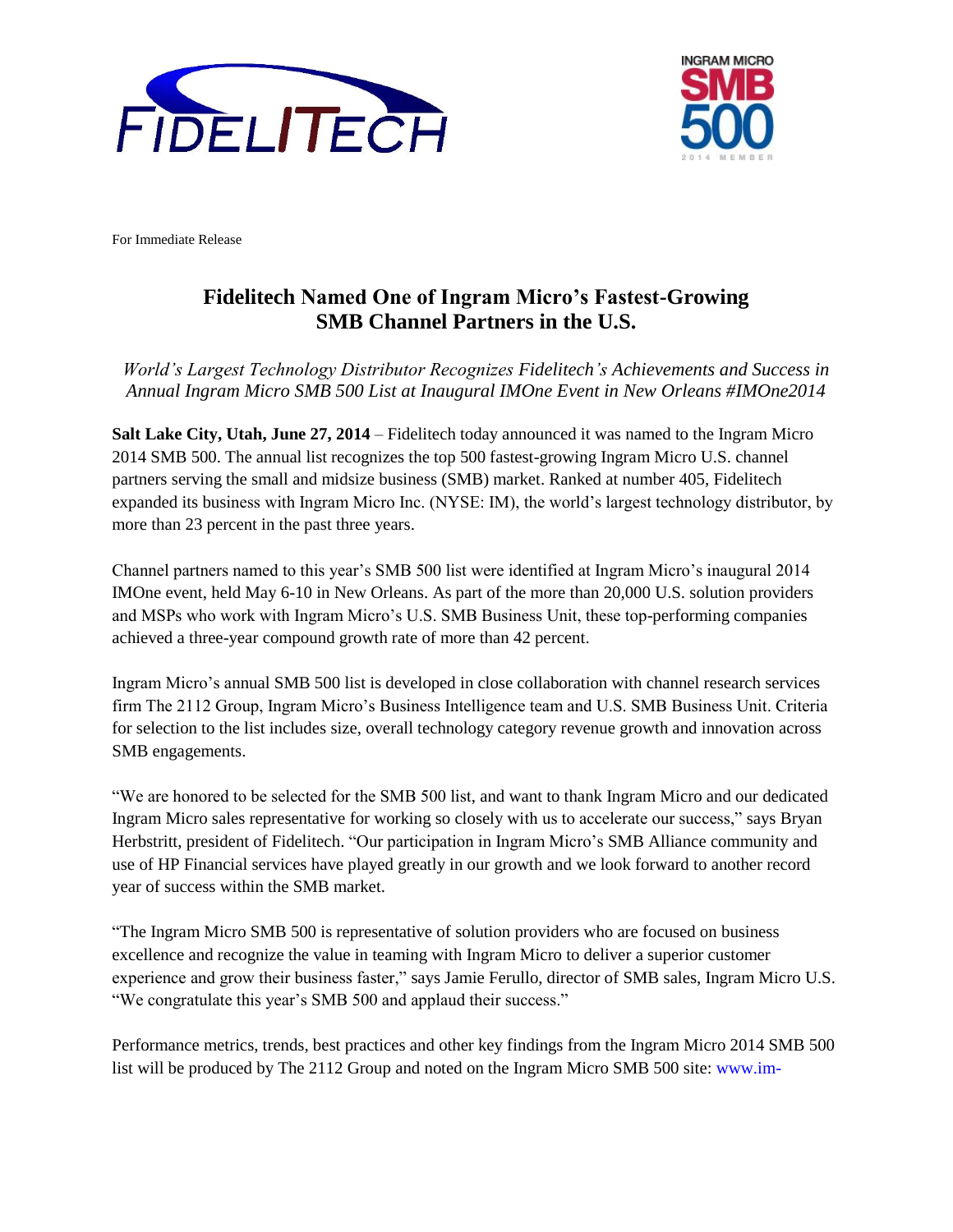For Immediate Release

# Fidelitech Named One of Ingram Micro's Fastest-Growing SMB Channel Partners in the U.S.

*World's Largest Technology Distributor Recognizes Fidelitech's Achievements and Success in Annual Ingram Micro SMB 500 List at Inaugural IMOne Event in New Orleans #IMOne2014*

**Salt Lake City, Utah, June 27, 2014** – Fidelitech today announced it was named to the Ingram Micro 2014 SMB 500. The annual list recognizes the top 500 fastest-growing Ingram Micro U.S. channel partners serving the small and midsize business (SMB) market. Ranked at number 405, Fidelitech expanded its business with Ingram Micro Inc. (NYSE: IM), the world's largest technology distributor, by more than 23 percent in the past three years.

Channel partners named to this year's SMB 500 list were identified at Ingram Micro's inaugural 2014 IMOne event, held May 6-10 in New Orleans. As part of the more than 20,000 U.S. solution providers and MSPs who work with Ingram Micro's U.S. SMB Business Unit, these top-performing companies achieved a three-year compound growth rate of more than 42 percent.

Ingram Micro's annual SMB 500 list is developed in close collaboration with channel research services firm The 2112 Group, Ingram Micro's Business Intelligence team and U.S. SMB Business Unit. Criteria for selection to the list includes size, overall technology category revenue growth and innovation across SMB engagements.

"We are honored to be selected for the SMB 500 list, and want to thank Ingram Micro and our dedicated Ingram Micro sales representative for working so closely with us to accelerate our success," says Bryan Herbstritt, president of Fidelitech. "Our participation in Ingram Micro's SMB Alliance community and use of HP Financial services have played greatly in our growth and we look forward to another record year of success within the SMB market.

"The Ingram Micro SMB 500 is representative of solution providers who are focused on business excellence and recognize the value in teaming with Ingram Micro to deliver a superior customer experience and grow their business faster," says Jamie Ferullo, director of SMB sales, Ingram Micro U.S. "We congratulate this year's SMB 500 and applaud their success."

Performance metrics, trends, best practices and other key findings from the Ingram Micro 2014 SMB 500 list will be produced by The 2112 Group and noted on the Ingram Micro SMB 500 site: www.im-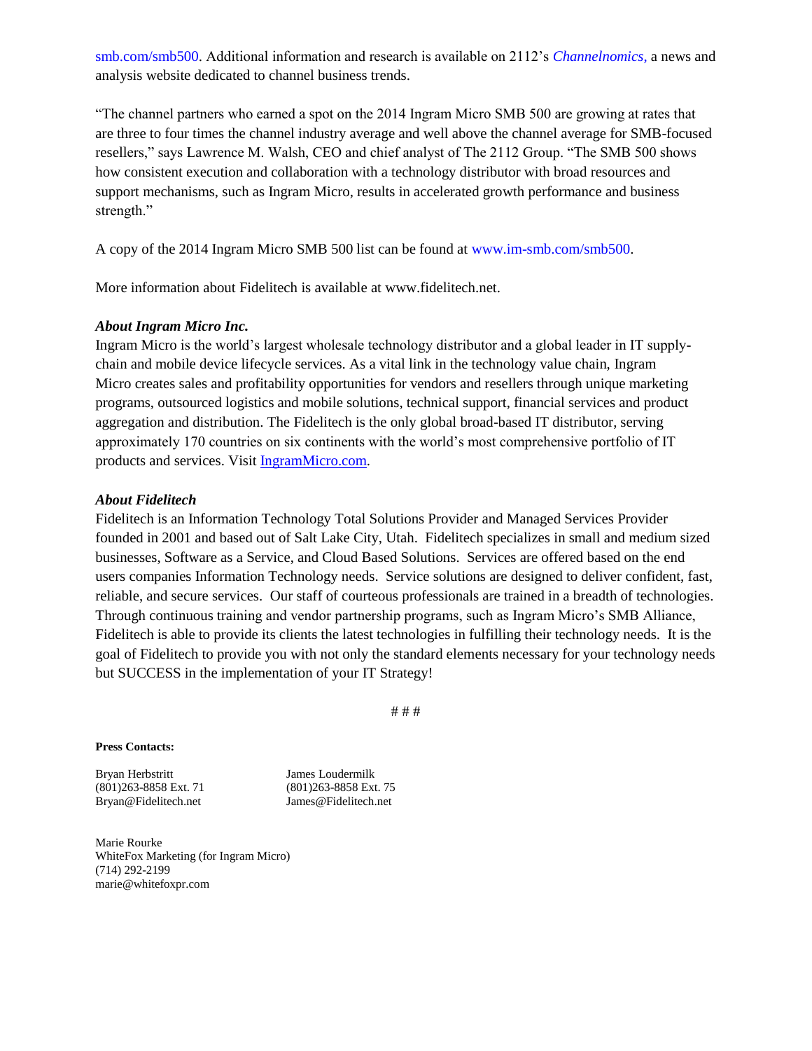smb.com/smb500. Additional information and research is available on 2112's *Channelnomics,* a news and analysis website dedicated to channel business trends.

"The channel partners who earned a spot on the 2014 Ingram Micro SMB 500 are growing at rates that are three to four times the channel industry average and well above the channel average for SMB-focused resellers," says Lawrence M. Walsh, CEO and chief analyst of The 2112 Group. "The SMB 500 shows how consistent execution and collaboration with a technology distributor with broad resources and support mechanisms, such as Ingram Micro, results in accelerated growth performance and business strength."

A copy of the 2014 Ingram Micro SMB 500 list can be found at www.im-smb.com/smb500.

More information about Fidelitech is available at www.fidelitech.net.

***About Ingram Micro Inc.***

Ingram Micro is the world's largest wholesale technology distributor and a global leader in IT supply-chain and mobile device lifecycle services. As a vital link in the technology value chain, Ingram Micro creates sales and profitability opportunities for vendors and resellers through unique marketing programs, outsourced logistics and mobile solutions, technical support, financial services and product aggregation and distribution. The Fidelitech is the only global broad-based IT distributor, serving approximately 170 countries on six continents with the world's most comprehensive portfolio of IT products and services. Visit IngramMicro.com.

***About Fidelitech***

Fidelitech is an Information Technology Total Solutions Provider and Managed Services Provider founded in 2001 and based out of Salt Lake City, Utah. Fidelitech specializes in small and medium sized businesses, Software as a Service, and Cloud Based Solutions. Services are offered based on the end users companies Information Technology needs. Service solutions are designed to deliver confident, fast, reliable, and secure services. Our staff of courteous professionals are trained in a breadth of technologies. Through continuous training and vendor partnership programs, such as Ingram Micro's SMB Alliance, Fidelitech is able to provide its clients the latest technologies in fulfilling their technology needs. It is the goal of Fidelitech to provide you with not only the standard elements necessary for your technology needs but SUCCESS in the implementation of your IT Strategy!

# # #

**Press Contacts:**

Bryan Herbstritt
(801)263-8858 Ext. 71
Bryan@Fidelitech.net

James Loudermilk
(801)263-8858 Ext. 75
James@Fidelitech.net

Marie Rourke
WhiteFox Marketing (for Ingram Micro)
(714) 292-2199
marie@whitefoxpr.com